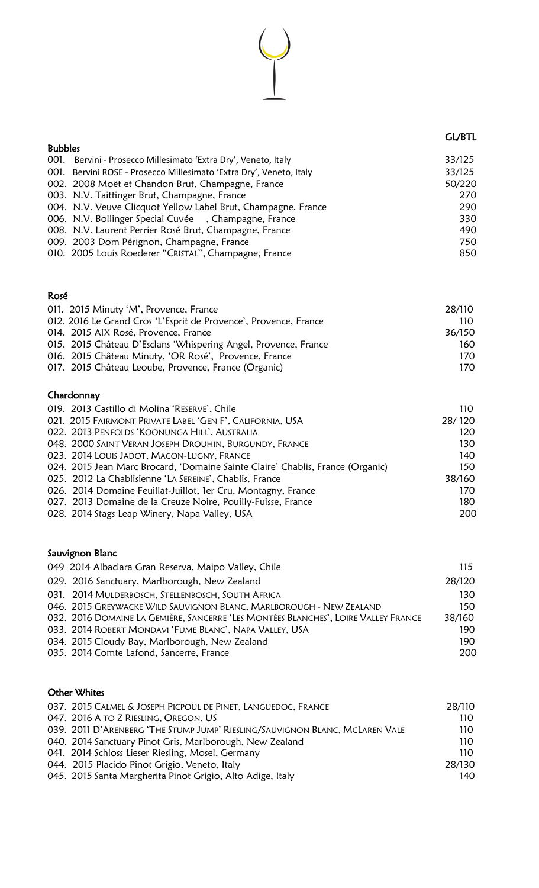| | GL/BTL |
|---|---|
| **Bubbles** | |
| 001. Bervini - Prosecco Millesimato 'Extra Dry', Veneto, Italy | 33/125 |
| 001. Bervini ROSE - Prosecco Millesimato 'Extra Dry', Veneto, Italy | 33/125 |
| 002. 2008 Moët et Chandon Brut, Champagne, France | 50/220 |
| 003. N.V. Taittinger Brut, Champagne, France | 270 |
| 004. N.V. Veuve Clicquot Yellow Label Brut, Champagne, France | 290 |
| 006. N.V. Bollinger Special Cuvée , Champagne, France | 330 |
| 008. N.V. Laurent Perrier Rosé Brut, Champagne, France | 490 |
| 009. 2003 Dom Pérignon, Champagne, France | 750 |
| 010. 2005 Louis Roederer "CRISTAL", Champagne, France | 850 |
| **Rosé** | |
| 011. 2015 Minuty 'M', Provence, France | 28/110 |
| 012. 2016 Le Grand Cros 'L'Esprit de Provence', Provence, France | 110 |
| 014. 2015 AIX Rosé, Provence, France | 36/150 |
| 015. 2015 Château D'Esclans 'Whispering Angel, Provence, France | 160 |
| 016. 2015 Château Minuty, 'OR Rosé', Provence, France | 170 |
| 017. 2015 Château Leoube, Provence, France (Organic) | 170 |
| **Chardonnay** | |
| 019. 2013 Castillo di Molina 'RESERVE', Chile | 110 |
| 021. 2015 FAIRMONT PRIVATE LABEL 'GEN F', CALIFORNIA, USA | 28/ 120 |
| 022. 2013 PENFOLDS 'KOONUNGA HILL', AUSTRALIA | 120 |
| 048. 2000 SAINT VERAN JOSEPH DROUHIN, BURGUNDY, FRANCE | 130 |
| 023. 2014 LOUIS JADOT, MACON-LUGNY, FRANCE | 140 |
| 024. 2015 Jean Marc Brocard, 'Domaine Sainte Claire' Chablis, France (Organic) | 150 |
| 025. 2012 La Chablisienne 'LA SEREINE', Chablis, France | 38/160 |
| 026. 2014 Domaine Feuillat-Juillot, 1er Cru, Montagny, France | 170 |
| 027. 2013 Domaine de la Creuze Noire, Pouilly-Fuisse, France | 180 |
| 028. 2014 Stags Leap Winery, Napa Valley, USA | 200 |
| **Sauvignon Blanc** | |
| 049 2014 Albaclara Gran Reserva, Maipo Valley, Chile | 115 |
| 029. 2016 Sanctuary, Marlborough, New Zealand | 28/120 |
| 031. 2014 MULDERBOSCH, STELLENBOSCH, SOUTH AFRICA | 130 |
| 046. 2015 GREYWACKE WILD SAUVIGNON BLANC, MARLBOROUGH - NEW ZEALAND | 150 |
| 032. 2016 DOMAINE LA GEMIÈRE, SANCERRE 'LES MONTÉES BLANCHES', LOIRE VALLEY FRANCE | 38/160 |
| 033. 2014 ROBERT MONDAVI 'FUME BLANC', NAPA VALLEY, USA | 190 |
| 034. 2015 Cloudy Bay, Marlborough, New Zealand | 190 |
| 035. 2014 Comte Lafond, Sancerre, France | 200 |
| **Other Whites** | |
| 037. 2015 CALMEL & JOSEPH PICPOUL DE PINET, LANGUEDOC, FRANCE | 28/110 |
| 047. 2016 A TO Z RIESLING, OREGON, US | 110 |
| 039. 2011 D'ARENBERG 'THE STUMP JUMP' RIESLING/SAUVIGNON BLANC, MCLAREN VALE | 110 |
| 040. 2014 Sanctuary Pinot Gris, Marlborough, New Zealand | 110 |
| 041. 2014 Schloss Lieser Riesling, Mosel, Germany | 110 |
| 044. 2015 Placido Pinot Grigio, Veneto, Italy | 28/130 |
| 045. 2015 Santa Margherita Pinot Grigio, Alto Adige, Italy | 140 |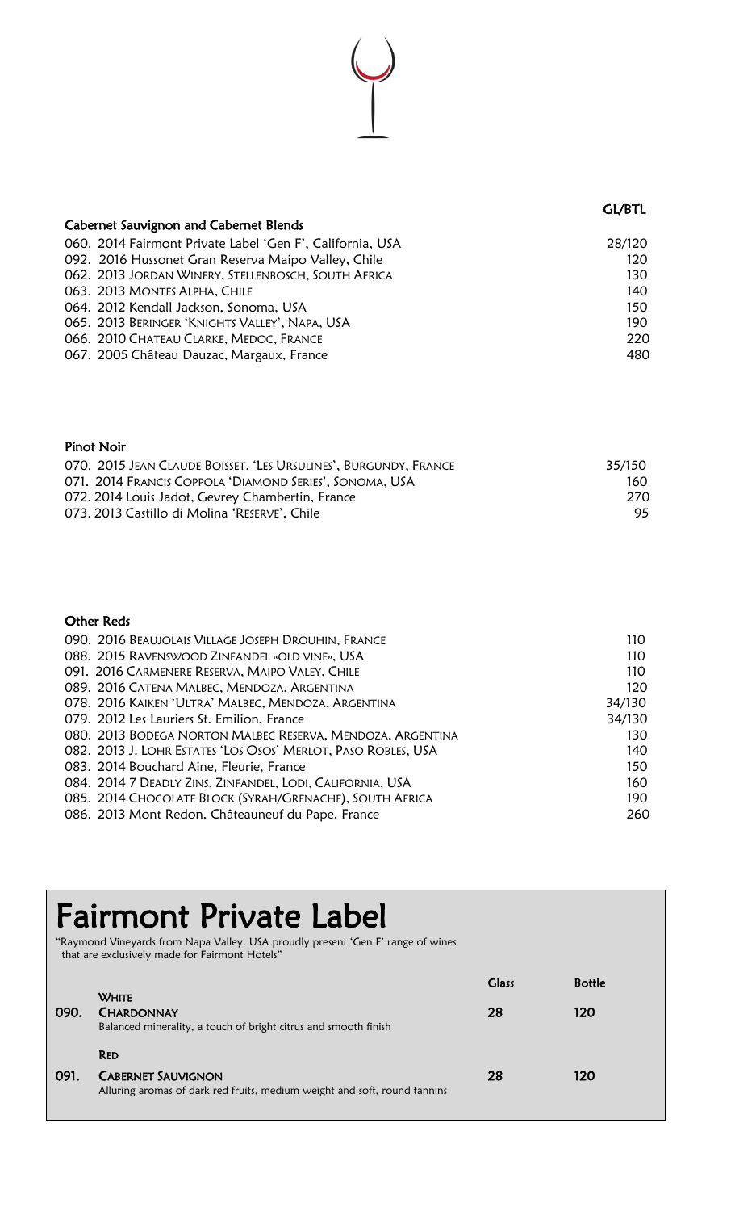| Cabernet Sauvignon and Cabernet Blends | GL/BTL |
|---|---|
| 060. 2014 Fairmont Private Label 'Gen F', California, USA | 28/120 |
| 092. 2016 Hussonet Gran Reserva Maipo Valley, Chile | 120 |
| 062. 2013 Jordan Winery, Stellenbosch, South Africa | 130 |
| 063. 2013 Montes Alpha, Chile | 140 |
| 064. 2012 Kendall Jackson, Sonoma, USA | 150 |
| 065. 2013 Beringer 'Knights Valley', Napa, USA | 190 |
| 066. 2010 Chateau Clarke, Medoc, France | 220 |
| 067. 2005 Château Dauzac, Margaux, France | 480 |

| Pinot Noir | |
|---|---|
| 070. 2015 Jean Claude Boisset, 'Les Ursulines', Burgundy, France | 35/150 |
| 071. 2014 Francis Coppola 'Diamond Series', Sonoma, USA | 160 |
| 072. 2014 Louis Jadot, Gevrey Chambertin, France | 270 |
| 073. 2013 Castillo di Molina 'Reserve', Chile | 95 |

| Other Reds | |
|---|---|
| 090. 2016 Beaujolais Village Joseph Drouhin, France | 110 |
| 088. 2015 Ravenswood Zinfandel «old vine», USA | 110 |
| 091. 2016 Carmenere Reserva, Maipo Valey, Chile | 110 |
| 089. 2016 Catena Malbec, Mendoza, Argentina | 120 |
| 078. 2016 Kaiken 'Ultra' Malbec, Mendoza, Argentina | 34/130 |
| 079. 2012 Les Lauriers St. Emilion, France | 34/130 |
| 080. 2013 Bodega Norton Malbec Reserva, Mendoza, Argentina | 130 |
| 082. 2013 J. Lohr Estates 'Los Osos' Merlot, Paso Robles, USA | 140 |
| 083. 2014 Bouchard Aine, Fleurie, France | 150 |
| 084. 2014 7 Deadly Zins, Zinfandel, Lodi, California, USA | 160 |
| 085. 2014 Chocolate Block (Syrah/Grenache), South Africa | 190 |
| 086. 2013 Mont Redon, Châteauneuf du Pape, France | 260 |

# Fairmont Private Label

"Raymond Vineyards from Napa Valley. USA proudly present 'Gen F' range of wines that are exclusively made for Fairmont Hotels"

| | | Glass | Bottle |
|---|---|---|---|
| | **White** | | |
| 090. | **Chardonnay**<br>Balanced minerality, a touch of bright citrus and smooth finish | 28 | 120 |
| | **Red** | | |
| 091. | **Cabernet Sauvignon**<br>Alluring aromas of dark red fruits, medium weight and soft, round tannins | 28 | 120 |